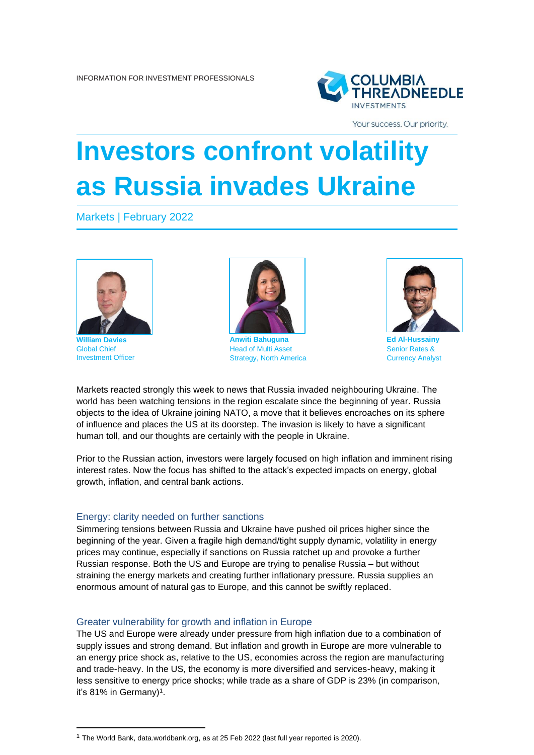INFORMATION FOR INVESTMENT PROFESSIONALS

# Investors confront volatility as Russia invades Ukraine

Markets | February 2022

**William Davies**
Global Chief Investment Officer

**Anwiti Bahuguna**
Head of Multi Asset Strategy, North America

**Ed Al-Hussainy**
Senior Rates & Currency Analyst

Markets reacted strongly this week to news that Russia invaded neighbouring Ukraine. The world has been watching tensions in the region escalate since the beginning of year. Russia objects to the idea of Ukraine joining NATO, a move that it believes encroaches on its sphere of influence and places the US at its doorstep. The invasion is likely to have a significant human toll, and our thoughts are certainly with the people in Ukraine.

Prior to the Russian action, investors were largely focused on high inflation and imminent rising interest rates. Now the focus has shifted to the attack's expected impacts on energy, global growth, inflation, and central bank actions.

## Energy: clarity needed on further sanctions

Simmering tensions between Russia and Ukraine have pushed oil prices higher since the beginning of the year. Given a fragile high demand/tight supply dynamic, volatility in energy prices may continue, especially if sanctions on Russia ratchet up and provoke a further Russian response. Both the US and Europe are trying to penalise Russia – but without straining the energy markets and creating further inflationary pressure. Russia supplies an enormous amount of natural gas to Europe, and this cannot be swiftly replaced.

## Greater vulnerability for growth and inflation in Europe

The US and Europe were already under pressure from high inflation due to a combination of supply issues and strong demand. But inflation and growth in Europe are more vulnerable to an energy price shock as, relative to the US, economies across the region are manufacturing and trade-heavy. In the US, the economy is more diversified and services-heavy, making it less sensitive to energy price shocks; while trade as a share of GDP is 23% (in comparison, it's 81% in Germany)[1].

[1] The World Bank, data.worldbank.org, as at 25 Feb 2022 (last full year reported is 2020).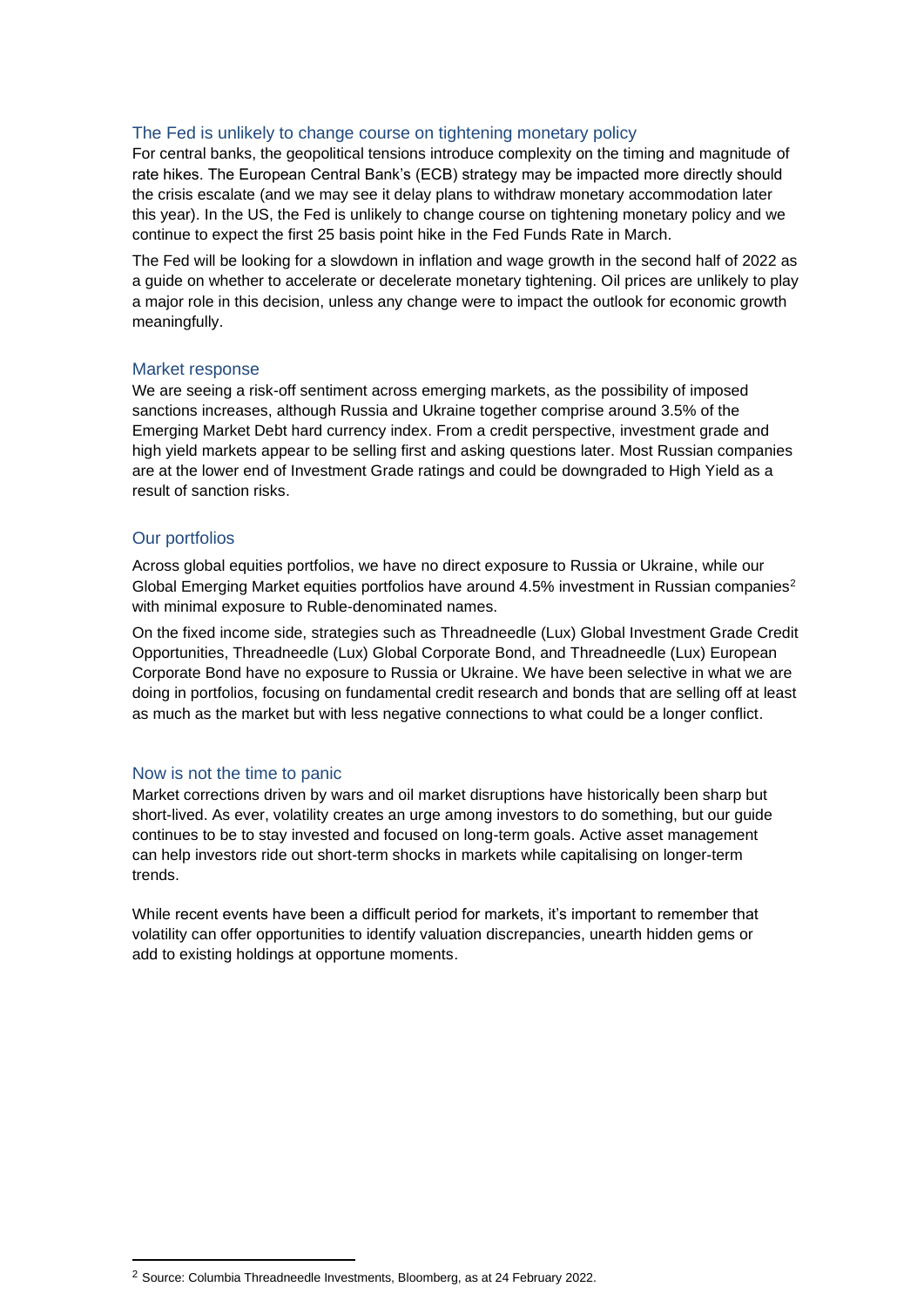## The Fed is unlikely to change course on tightening monetary policy

For central banks, the geopolitical tensions introduce complexity on the timing and magnitude of rate hikes. The European Central Bank's (ECB) strategy may be impacted more directly should the crisis escalate (and we may see it delay plans to withdraw monetary accommodation later this year). In the US, the Fed is unlikely to change course on tightening monetary policy and we continue to expect the first 25 basis point hike in the Fed Funds Rate in March.

The Fed will be looking for a slowdown in inflation and wage growth in the second half of 2022 as a guide on whether to accelerate or decelerate monetary tightening. Oil prices are unlikely to play a major role in this decision, unless any change were to impact the outlook for economic growth meaningfully.

## Market response

We are seeing a risk-off sentiment across emerging markets, as the possibility of imposed sanctions increases, although Russia and Ukraine together comprise around 3.5% of the Emerging Market Debt hard currency index. From a credit perspective, investment grade and high yield markets appear to be selling first and asking questions later. Most Russian companies are at the lower end of Investment Grade ratings and could be downgraded to High Yield as a result of sanction risks.

## Our portfolios

Across global equities portfolios, we have no direct exposure to Russia or Ukraine, while our Global Emerging Market equities portfolios have around 4.5% investment in Russian companies[2] with minimal exposure to Ruble-denominated names.

On the fixed income side, strategies such as Threadneedle (Lux) Global Investment Grade Credit Opportunities, Threadneedle (Lux) Global Corporate Bond, and Threadneedle (Lux) European Corporate Bond have no exposure to Russia or Ukraine. We have been selective in what we are doing in portfolios, focusing on fundamental credit research and bonds that are selling off at least as much as the market but with less negative connections to what could be a longer conflict.

## Now is not the time to panic

Market corrections driven by wars and oil market disruptions have historically been sharp but short-lived. As ever, volatility creates an urge among investors to do something, but our guide continues to be to stay invested and focused on long-term goals. Active asset management can help investors ride out short-term shocks in markets while capitalising on longer-term trends.

While recent events have been a difficult period for markets, it's important to remember that volatility can offer opportunities to identify valuation discrepancies, unearth hidden gems or add to existing holdings at opportune moments.

[2] Source: Columbia Threadneedle Investments, Bloomberg, as at 24 February 2022.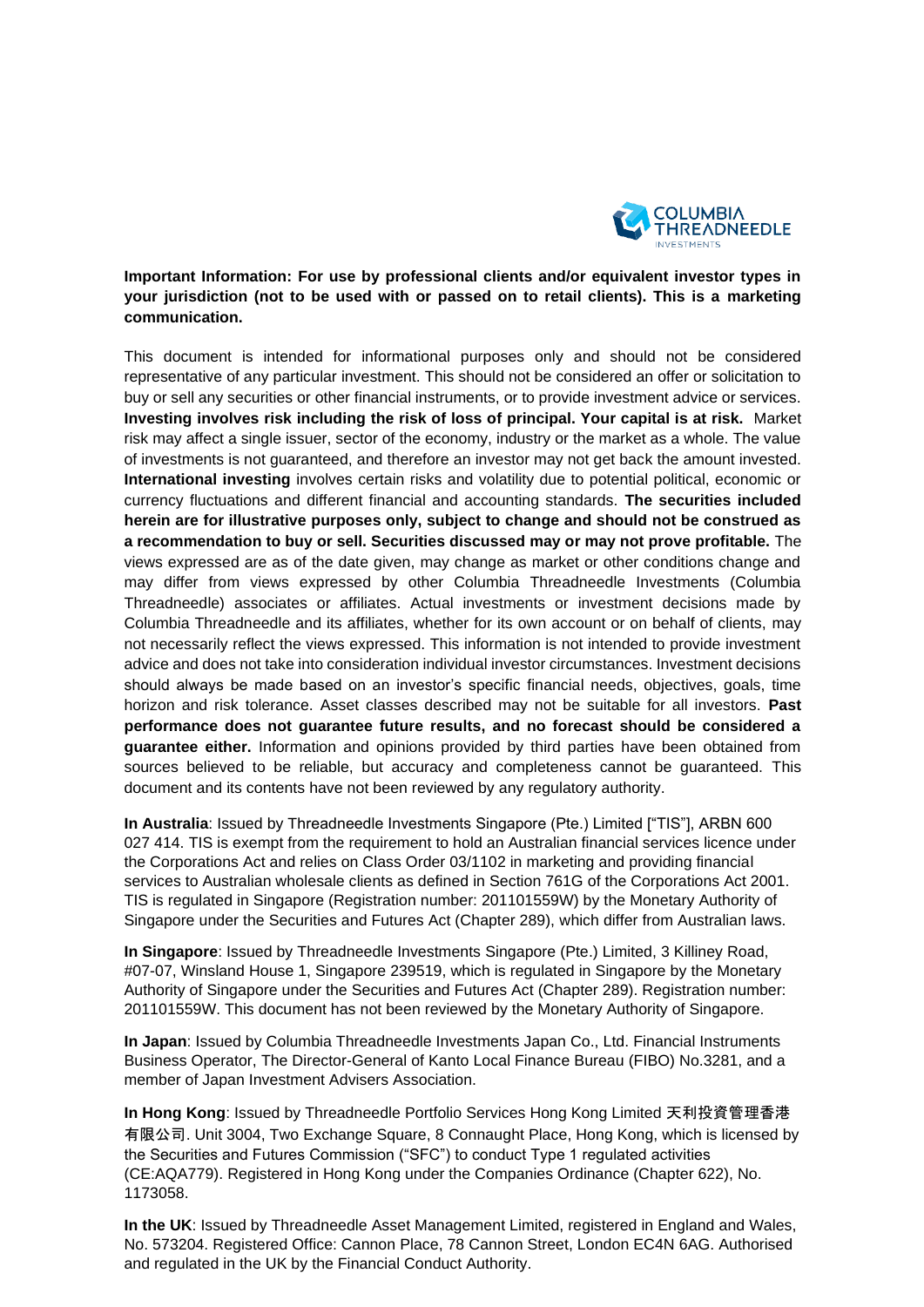**Important Information: For use by professional clients and/or equivalent investor types in your jurisdiction (not to be used with or passed on to retail clients). This is a marketing communication.**

This document is intended for informational purposes only and should not be considered representative of any particular investment. This should not be considered an offer or solicitation to buy or sell any securities or other financial instruments, or to provide investment advice or services. **Investing involves risk including the risk of loss of principal. Your capital is at risk.** Market risk may affect a single issuer, sector of the economy, industry or the market as a whole. The value of investments is not guaranteed, and therefore an investor may not get back the amount invested. **International investing** involves certain risks and volatility due to potential political, economic or currency fluctuations and different financial and accounting standards. **The securities included herein are for illustrative purposes only, subject to change and should not be construed as a recommendation to buy or sell. Securities discussed may or may not prove profitable.** The views expressed are as of the date given, may change as market or other conditions change and may differ from views expressed by other Columbia Threadneedle Investments (Columbia Threadneedle) associates or affiliates. Actual investments or investment decisions made by Columbia Threadneedle and its affiliates, whether for its own account or on behalf of clients, may not necessarily reflect the views expressed. This information is not intended to provide investment advice and does not take into consideration individual investor circumstances. Investment decisions should always be made based on an investor's specific financial needs, objectives, goals, time horizon and risk tolerance. Asset classes described may not be suitable for all investors. **Past performance does not guarantee future results, and no forecast should be considered a guarantee either.** Information and opinions provided by third parties have been obtained from sources believed to be reliable, but accuracy and completeness cannot be guaranteed. This document and its contents have not been reviewed by any regulatory authority.

**In Australia**: Issued by Threadneedle Investments Singapore (Pte.) Limited ["TIS"], ARBN 600 027 414. TIS is exempt from the requirement to hold an Australian financial services licence under the Corporations Act and relies on Class Order 03/1102 in marketing and providing financial services to Australian wholesale clients as defined in Section 761G of the Corporations Act 2001. TIS is regulated in Singapore (Registration number: 201101559W) by the Monetary Authority of Singapore under the Securities and Futures Act (Chapter 289), which differ from Australian laws.

**In Singapore**: Issued by Threadneedle Investments Singapore (Pte.) Limited, 3 Killiney Road, #07-07, Winsland House 1, Singapore 239519, which is regulated in Singapore by the Monetary Authority of Singapore under the Securities and Futures Act (Chapter 289). Registration number: 201101559W. This document has not been reviewed by the Monetary Authority of Singapore.

**In Japan**: Issued by Columbia Threadneedle Investments Japan Co., Ltd. Financial Instruments Business Operator, The Director-General of Kanto Local Finance Bureau (FIBO) No.3281, and a member of Japan Investment Advisers Association.

**In Hong Kong**: Issued by Threadneedle Portfolio Services Hong Kong Limited 天利投資管理香港有限公司. Unit 3004, Two Exchange Square, 8 Connaught Place, Hong Kong, which is licensed by the Securities and Futures Commission ("SFC") to conduct Type 1 regulated activities (CE:AQA779). Registered in Hong Kong under the Companies Ordinance (Chapter 622), No. 1173058.

**In the UK**: Issued by Threadneedle Asset Management Limited, registered in England and Wales, No. 573204. Registered Office: Cannon Place, 78 Cannon Street, London EC4N 6AG. Authorised and regulated in the UK by the Financial Conduct Authority.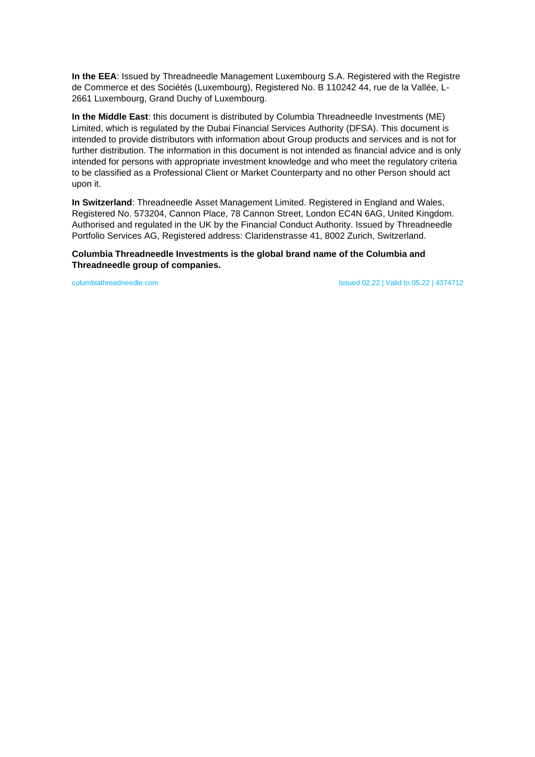**In the EEA**: Issued by Threadneedle Management Luxembourg S.A. Registered with the Registre de Commerce et des Sociétés (Luxembourg), Registered No. B 110242 44, rue de la Vallée, L-2661 Luxembourg, Grand Duchy of Luxembourg.

**In the Middle East**: this document is distributed by Columbia Threadneedle Investments (ME) Limited, which is regulated by the Dubai Financial Services Authority (DFSA). This document is intended to provide distributors with information about Group products and services and is not for further distribution. The information in this document is not intended as financial advice and is only intended for persons with appropriate investment knowledge and who meet the regulatory criteria to be classified as a Professional Client or Market Counterparty and no other Person should act upon it.

**In Switzerland**: Threadneedle Asset Management Limited. Registered in England and Wales, Registered No. 573204, Cannon Place, 78 Cannon Street, London EC4N 6AG, United Kingdom. Authorised and regulated in the UK by the Financial Conduct Authority. Issued by Threadneedle Portfolio Services AG, Registered address: Claridenstrasse 41, 8002 Zurich, Switzerland.

**Columbia Threadneedle Investments is the global brand name of the Columbia and Threadneedle group of companies.**

columbiathreadneedle.com

Issued 02.22 | Valid to 05.22 | 4374712